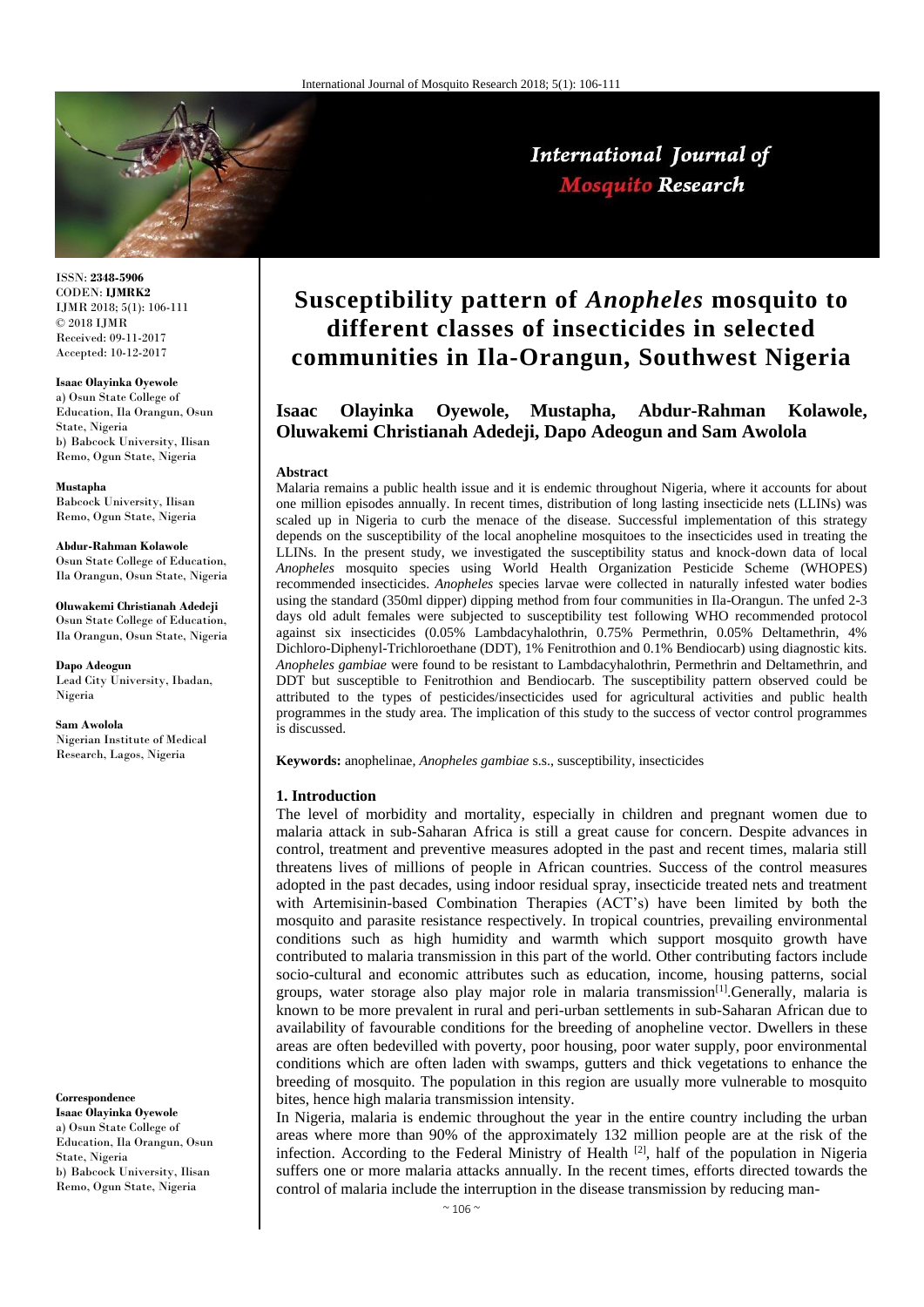ISSN: **2348-5906**
CODEN: **IJMRK2**
IJMR 2018; 5(1): 106-111
© 2018 IJMR
Received: 09-11-2017
Accepted: 10-12-2017

**Isaac Olayinka Oyewole**
a) Osun State College of Education, Ila Orangun, Osun State, Nigeria
b) Babcock University, Ilisan Remo, Ogun State, Nigeria

**Mustapha**
Babcock University, Ilisan Remo, Ogun State, Nigeria

**Abdur-Rahman Kolawole**
Osun State College of Education, Ila Orangun, Osun State, Nigeria

**Oluwakemi Christianah Adedeji**
Osun State College of Education, Ila Orangun, Osun State, Nigeria

**Dapo Adeogun**
Lead City University, Ibadan, Nigeria

**Sam Awolola**
Nigerian Institute of Medical Research, Lagos, Nigeria

**Correspondence**
**Isaac Olayinka Oyewole**
a) Osun State College of Education, Ila Orangun, Osun State, Nigeria
b) Babcock University, Ilisan Remo, Ogun State, Nigeria

# Susceptibility pattern of *Anopheles* mosquito to different classes of insecticides in selected communities in Ila-Orangun, Southwest Nigeria

**Isaac Olayinka Oyewole, Mustapha, Abdur-Rahman Kolawole, Oluwakemi Christianah Adedeji, Dapo Adeogun and Sam Awolola**

## Abstract

Malaria remains a public health issue and it is endemic throughout Nigeria, where it accounts for about one million episodes annually. In recent times, distribution of long lasting insecticide nets (LLINs) was scaled up in Nigeria to curb the menace of the disease. Successful implementation of this strategy depends on the susceptibility of the local anopheline mosquitoes to the insecticides used in treating the LLINs. In the present study, we investigated the susceptibility status and knock-down data of local *Anopheles* mosquito species using World Health Organization Pesticide Scheme (WHOPES) recommended insecticides. *Anopheles* species larvae were collected in naturally infested water bodies using the standard (350ml dipper) dipping method from four communities in Ila-Orangun. The unfed 2-3 days old adult females were subjected to susceptibility test following WHO recommended protocol against six insecticides (0.05% Lambdacyhalothrin, 0.75% Permethrin, 0.05% Deltamethrin, 4% Dichloro-Diphenyl-Trichloroethane (DDT), 1% Fenitrothion and 0.1% Bendiocarb) using diagnostic kits. *Anopheles gambiae* were found to be resistant to Lambdacyhalothrin, Permethrin and Deltamethrin, and DDT but susceptible to Fenitrothion and Bendiocarb. The susceptibility pattern observed could be attributed to the types of pesticides/insecticides used for agricultural activities and public health programmes in the study area. The implication of this study to the success of vector control programmes is discussed.

**Keywords:** anophelinae, *Anopheles gambiae* s.s., susceptibility, insecticides

## 1. Introduction

The level of morbidity and mortality, especially in children and pregnant women due to malaria attack in sub-Saharan Africa is still a great cause for concern. Despite advances in control, treatment and preventive measures adopted in the past and recent times, malaria still threatens lives of millions of people in African countries. Success of the control measures adopted in the past decades, using indoor residual spray, insecticide treated nets and treatment with Artemisinin-based Combination Therapies (ACT's) have been limited by both the mosquito and parasite resistance respectively. In tropical countries, prevailing environmental conditions such as high humidity and warmth which support mosquito growth have contributed to malaria transmission in this part of the world. Other contributing factors include socio-cultural and economic attributes such as education, income, housing patterns, social groups, water storage also play major role in malaria transmission[1].Generally, malaria is known to be more prevalent in rural and peri-urban settlements in sub-Saharan African due to availability of favourable conditions for the breeding of anopheline vector. Dwellers in these areas are often bedevilled with poverty, poor housing, poor water supply, poor environmental conditions which are often laden with swamps, gutters and thick vegetations to enhance the breeding of mosquito. The population in this region are usually more vulnerable to mosquito bites, hence high malaria transmission intensity.

In Nigeria, malaria is endemic throughout the year in the entire country including the urban areas where more than 90% of the approximately 132 million people are at the risk of the infection. According to the Federal Ministry of Health [2], half of the population in Nigeria suffers one or more malaria attacks annually. In the recent times, efforts directed towards the control of malaria include the interruption in the disease transmission by reducing man-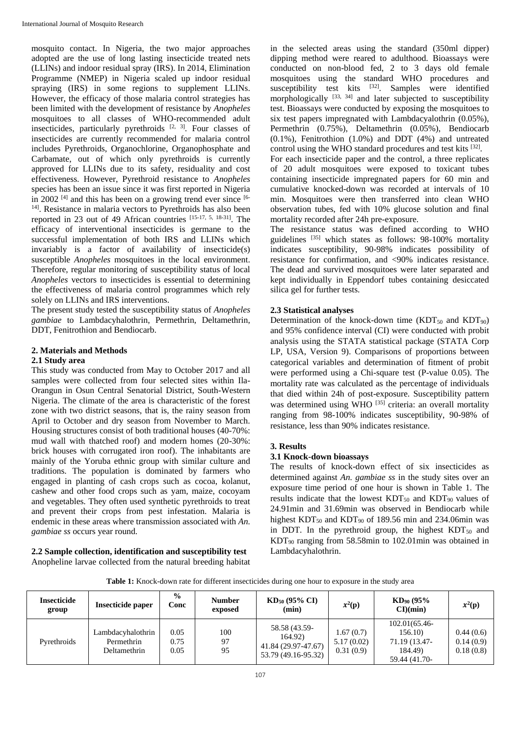mosquito contact. In Nigeria, the two major approaches adopted are the use of long lasting insecticide treated nets (LLINs) and indoor residual spray (IRS). In 2014, Elimination Programme (NMEP) in Nigeria scaled up indoor residual spraying (IRS) in some regions to supplement LLINs. However, the efficacy of those malaria control strategies has been limited with the development of resistance by *Anopheles* mosquitoes to all classes of WHO-recommended adult insecticides, particularly pyrethroids [2, 3]. Four classes of insecticides are currently recommended for malaria control includes Pyrethroids, Organochlorine, Organophosphate and Carbamate, out of which only pyrethroids is currently approved for LLINs due to its safety, residuality and cost effectiveness. However, Pyrethroid resistance to *Anopheles* species has been an issue since it was first reported in Nigeria in 2002 [4] and this has been on a growing trend ever since [6-14]. Resistance in malaria vectors to Pyrethroids has also been reported in 23 out of 49 African countries [15-17, 5, 18-31]. The efficacy of interventional insecticides is germane to the successful implementation of both IRS and LLINs which invariably is a factor of availability of insecticide(s) susceptible *Anopheles* mosquitoes in the local environment. Therefore, regular monitoring of susceptibility status of local *Anopheles* vectors to insecticides is essential to determining the effectiveness of malaria control programmes which rely solely on LLINs and IRS interventions.

The present study tested the susceptibility status of *Anopheles gambiae* to Lambdacyhalothrin, Permethrin, Deltamethrin, DDT, Fenitrothion and Bendiocarb.

## 2. Materials and Methods

### 2.1 Study area

This study was conducted from May to October 2017 and all samples were collected from four selected sites within Ila-Orangun in Osun Central Senatorial District, South-Western Nigeria. The climate of the area is characteristic of the forest zone with two district seasons, that is, the rainy season from April to October and dry season from November to March. Housing structures consist of both traditional houses (40-70%: mud wall with thatched roof) and modern homes (20-30%: brick houses with corrugated iron roof). The inhabitants are mainly of the Yoruba ethnic group with similar culture and traditions. The population is dominated by farmers who engaged in planting of cash crops such as cocoa, kolanut, cashew and other food crops such as yam, maize, cocoyam and vegetables. They often used synthetic pyrethroids to treat and prevent their crops from pest infestation. Malaria is endemic in these areas where transmission associated with *An. gambiae ss* occurs year round.

### 2.2 Sample collection, identification and susceptibility test

Anopheline larvae collected from the natural breeding habitat in the selected areas using the standard (350ml dipper) dipping method were reared to adulthood. Bioassays were conducted on non-blood fed, 2 to 3 days old female mosquitoes using the standard WHO procedures and susceptibility test kits [32]. Samples were identified morphologically [33, 34] and later subjected to susceptibility test. Bioassays were conducted by exposing the mosquitoes to six test papers impregnated with Lambdacyalothrin (0.05%), Permethrin (0.75%), Deltamethrin (0.05%), Bendiocarb (0.1%), Fenitrothion (1.0%) and DDT (4%) and untreated control using the WHO standard procedures and test kits [32].

For each insecticide paper and the control, a three replicates of 20 adult mosquitoes were exposed to toxicant tubes containing insecticide impregnated papers for 60 min and cumulative knocked-down was recorded at intervals of 10 min. Mosquitoes were then transferred into clean WHO observation tubes, fed with 10% glucose solution and final mortality recorded after 24h pre-exposure.

The resistance status was defined according to WHO guidelines [35] which states as follows: 98-100% mortality indicates susceptibility, 90-98% indicates possibility of resistance for confirmation, and <90% indicates resistance. The dead and survived mosquitoes were later separated and kept individually in Eppendorf tubes containing desiccated silica gel for further tests.

### 2.3 Statistical analyses

Determination of the knock-down time ($KDT_{50}$ and $KDT_{90}$) and 95% confidence interval (CI) were conducted with probit analysis using the STATA statistical package (STATA Corp LP, USA, Version 9). Comparisons of proportions between categorical variables and determination of fitment of probit were performed using a Chi-square test (P-value 0.05). The mortality rate was calculated as the percentage of individuals that died within 24h of post-exposure. Susceptibility pattern was determined using WHO [35] criteria: an overall mortality ranging from 98-100% indicates susceptibility, 90-98% of resistance, less than 90% indicates resistance.

## 3. Results

### 3.1 Knock-down bioassays

The results of knock-down effect of six insecticides as determined against *An. gambiae ss* in the study sites over an exposure time period of one hour is shown in Table 1. The results indicate that the lowest $KDT_{50}$ and $KDT_{90}$ values of 24.91min and 31.69min was observed in Bendiocarb while highest $KDT_{50}$ and $KDT_{90}$ of 189.56 min and 234.06min was in DDT. In the pyrethroid group, the highest $KDT_{50}$ and $KDT_{90}$ ranging from 58.58min to 102.01min was obtained in Lambdacyhalothrin.

**Table 1:** Knock-down rate for different insecticides during one hour to exposure in the study area

| Insecticide group | Insecticide paper | % Conc | Number exposed | $KD_{50}$ (95% CI) (min) | $x^2$(p) | $KD_{90}$ (95% CI)(min) | $x^2$(p) |
|---|---|---|---|---|---|---|---|
| Pyrethroids | Lambdacyhalothrin | 0.05 | 100 | 58.58 (43.59-164.92) | 1.67 (0.7) | 102.01(65.46-156.10) | 0.44 (0.6) |
| | Permethrin | 0.75 | 97 | 41.84 (29.97-47.67) | 5.17 (0.02) | 71.19 (13.47-184.49) | 0.14 (0.9) |
| | Deltamethrin | 0.05 | 95 | 53.79 (49.16-95.32) | 0.31 (0.9) | 59.44 (41.70- | 0.18 (0.8) |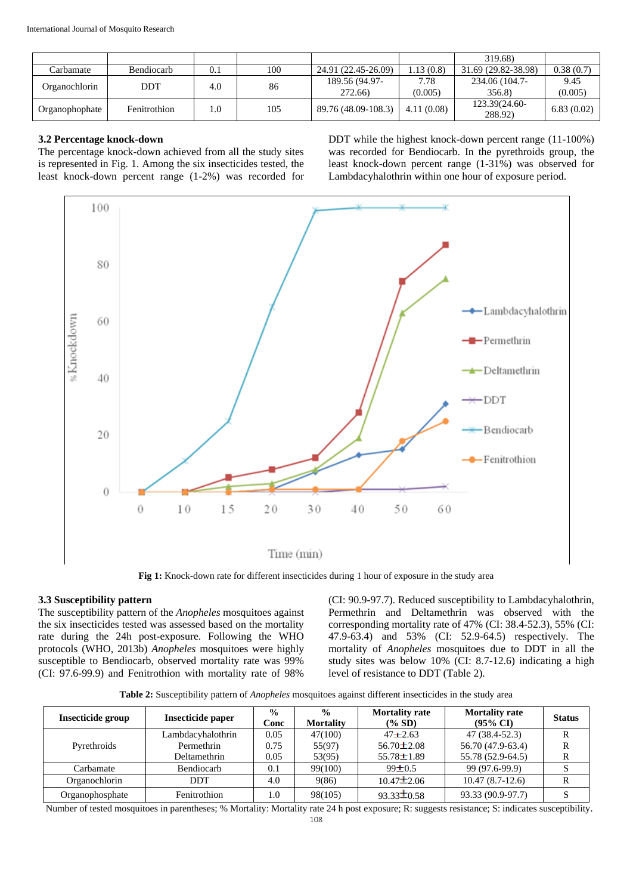| | | | | | | 319.68) | |
|---|---|---|---|---|---|---|---|
| Carbamate | Bendiocarb | 0.1 | 100 | 24.91 (22.45-26.09) | 1.13 (0.8) | 31.69 (29.82-38.98) | 0.38 (0.7) |
| Organochlorin | DDT | 4.0 | 86 | 189.56 (94.97-272.66) | 7.78 (0.005) | 234.06 (104.7-356.8) | 9.45 (0.005) |
| Organophophate | Fenitrothion | 1.0 | 105 | 89.76 (48.09-108.3) | 4.11 (0.08) | 123.39(24.60-288.92) | 6.83 (0.02) |

### 3.2 Percentage knock-down

The percentage knock-down achieved from all the study sites is represented in Fig. 1. Among the six insecticides tested, the least knock-down percent range (1-2%) was recorded for DDT while the highest knock-down percent range (11-100%) was recorded for Bendiocarb. In the pyrethroids group, the least knock-down percent range (1-31%) was observed for Lambdacyhalothrin within one hour of exposure period.

**Fig 1:** Knock-down rate for different insecticides during 1 hour of exposure in the study area

### 3.3 Susceptibility pattern

The susceptibility pattern of the *Anopheles* mosquitoes against the six insecticides tested was assessed based on the mortality rate during the 24h post-exposure. Following the WHO protocols (WHO, 2013b) *Anopheles* mosquitoes were highly susceptible to Bendiocarb, observed mortality rate was 99% (CI: 97.6-99.9) and Fenitrothion with mortality rate of 98% (CI: 90.9-97.7). Reduced susceptibility to Lambdacyhalothrin, Permethrin and Deltamethrin was observed with the corresponding mortality rate of 47% (CI: 38.4-52.3), 55% (CI: 47.9-63.4) and 53% (CI: 52.9-64.5) respectively. The mortality of *Anopheles* mosquitoes due to DDT in all the study sites was below 10% (CI: 8.7-12.6) indicating a high level of resistance to DDT (Table 2).

**Table 2:** Susceptibility pattern of *Anopheles* mosquitoes against different insecticides in the study area

| Insecticide group | Insecticide paper | % Conc | % Mortality | Mortality rate (% SD) | Mortality rate (95% CI) | Status |
|---|---|---|---|---|---|---|
| Pyrethroids | Lambdacyhalothrin | 0.05 | 47(100) | 47±2.63 | 47 (38.4-52.3) | R |
| | Permethrin | 0.75 | 55(97) | 56.70±2.08 | 56.70 (47.9-63.4) | R |
| | Deltamethrin | 0.05 | 53(95) | 55.78±1.89 | 55.78 (52.9-64.5) | R |
| Carbamate | Bendiocarb | 0.1 | 99(100) | 99±0.5 | 99 (97.6-99.9) | S |
| Organochlorin | DDT | 4.0 | 9(86) | 10.47±2.06 | 10.47 (8.7-12.6) | R |
| Organophosphate | Fenitrothion | 1.0 | 98(105) | 93.33±0.58 | 93.33 (90.9-97.7) | S |

Number of tested mosquitoes in parentheses; % Mortality: Mortality rate 24 h post exposure; R: suggests resistance; S: indicates susceptibility.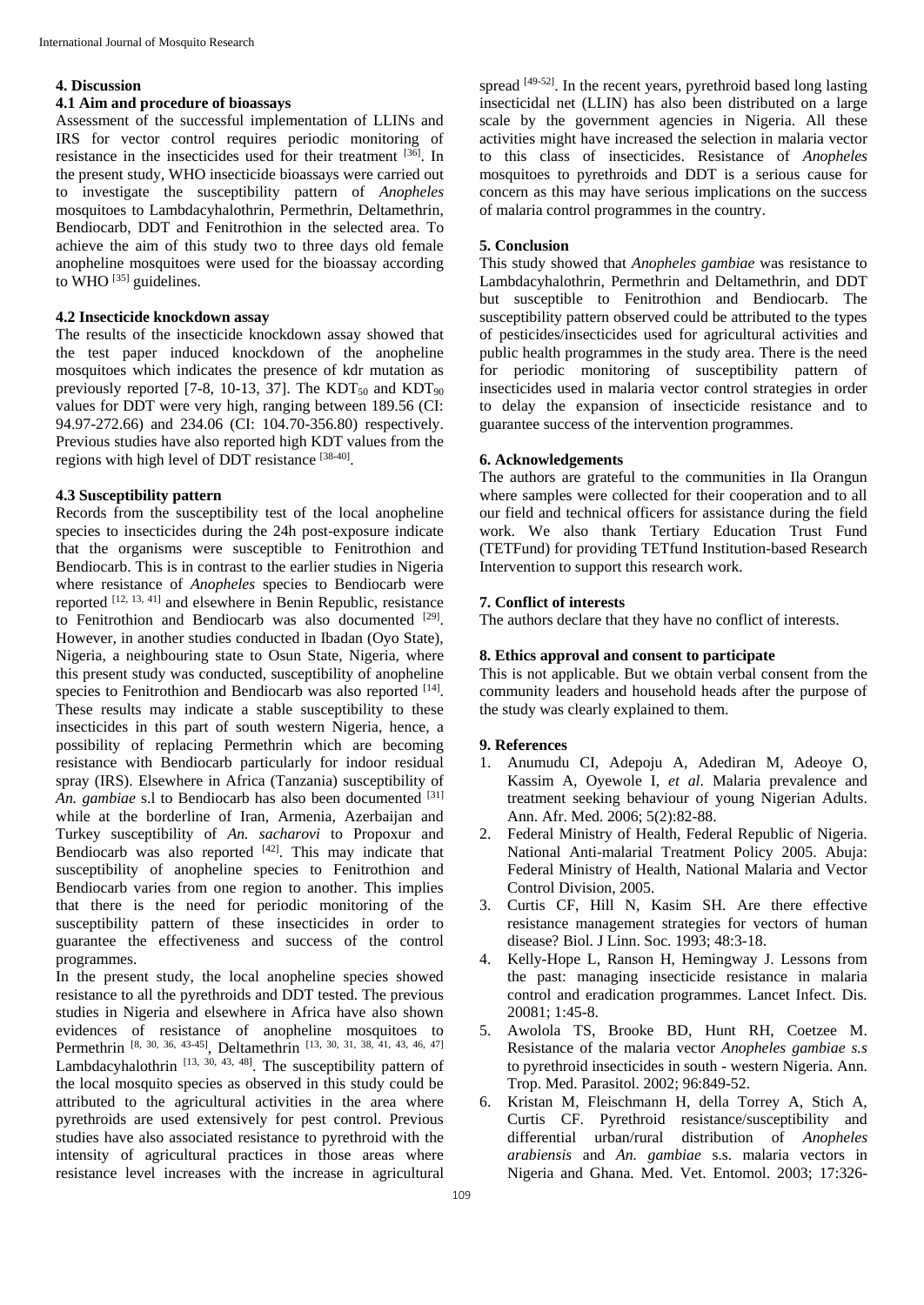## 4. Discussion

### 4.1 Aim and procedure of bioassays

Assessment of the successful implementation of LLINs and IRS for vector control requires periodic monitoring of resistance in the insecticides used for their treatment [36]. In the present study, WHO insecticide bioassays were carried out to investigate the susceptibility pattern of *Anopheles* mosquitoes to Lambdacyhalothrin, Permethrin, Deltamethrin, Bendiocarb, DDT and Fenitrothion in the selected area. To achieve the aim of this study two to three days old female anopheline mosquitoes were used for the bioassay according to WHO [35] guidelines.

### 4.2 Insecticide knockdown assay

The results of the insecticide knockdown assay showed that the test paper induced knockdown of the anopheline mosquitoes which indicates the presence of kdr mutation as previously reported [7-8, 10-13, 37]. The $KDT_{50}$ and $KDT_{90}$ values for DDT were very high, ranging between 189.56 (CI: 94.97-272.66) and 234.06 (CI: 104.70-356.80) respectively. Previous studies have also reported high KDT values from the regions with high level of DDT resistance [38-40].

### 4.3 Susceptibility pattern

Records from the susceptibility test of the local anopheline species to insecticides during the 24h post-exposure indicate that the organisms were susceptible to Fenitrothion and Bendiocarb. This is in contrast to the earlier studies in Nigeria where resistance of *Anopheles* species to Bendiocarb were reported [12, 13, 41] and elsewhere in Benin Republic, resistance to Fenitrothion and Bendiocarb was also documented [29]. However, in another studies conducted in Ibadan (Oyo State), Nigeria, a neighbouring state to Osun State, Nigeria, where this present study was conducted, susceptibility of anopheline species to Fenitrothion and Bendiocarb was also reported [14]. These results may indicate a stable susceptibility to these insecticides in this part of south western Nigeria, hence, a possibility of replacing Permethrin which are becoming resistance with Bendiocarb particularly for indoor residual spray (IRS). Elsewhere in Africa (Tanzania) susceptibility of *An. gambiae* s.l to Bendiocarb has also been documented [31] while at the borderline of Iran, Armenia, Azerbaijan and Turkey susceptibility of *An. sacharovi* to Propoxur and Bendiocarb was also reported [42]. This may indicate that susceptibility of anopheline species to Fenitrothion and Bendiocarb varies from one region to another. This implies that there is the need for periodic monitoring of the susceptibility pattern of these insecticides in order to guarantee the effectiveness and success of the control programmes.

In the present study, the local anopheline species showed resistance to all the pyrethroids and DDT tested. The previous studies in Nigeria and elsewhere in Africa have also shown evidences of resistance of anopheline mosquitoes to Permethrin [8, 30, 36, 43-45], Deltamethrin [13, 30, 31, 38, 41, 43, 46, 47] Lambdacyhalothrin [13, 30, 43, 48]. The susceptibility pattern of the local mosquito species as observed in this study could be attributed to the agricultural activities in the area where pyrethroids are used extensively for pest control. Previous studies have also associated resistance to pyrethroid with the intensity of agricultural practices in those areas where resistance level increases with the increase in agricultural spread [49-52]. In the recent years, pyrethroid based long lasting insecticidal net (LLIN) has also been distributed on a large scale by the government agencies in Nigeria. All these activities might have increased the selection in malaria vector to this class of insecticides. Resistance of *Anopheles* mosquitoes to pyrethroids and DDT is a serious cause for concern as this may have serious implications on the success of malaria control programmes in the country.

## 5. Conclusion

This study showed that *Anopheles gambiae* was resistance to Lambdacyhalothrin, Permethrin and Deltamethrin, and DDT but susceptible to Fenitrothion and Bendiocarb. The susceptibility pattern observed could be attributed to the types of pesticides/insecticides used for agricultural activities and public health programmes in the study area. There is the need for periodic monitoring of susceptibility pattern of insecticides used in malaria vector control strategies in order to delay the expansion of insecticide resistance and to guarantee success of the intervention programmes.

## 6. Acknowledgements

The authors are grateful to the communities in Ila Orangun where samples were collected for their cooperation and to all our field and technical officers for assistance during the field work. We also thank Tertiary Education Trust Fund (TETFund) for providing TETfund Institution-based Research Intervention to support this research work.

## 7. Conflict of interests

The authors declare that they have no conflict of interests.

## 8. Ethics approval and consent to participate

This is not applicable. But we obtain verbal consent from the community leaders and household heads after the purpose of the study was clearly explained to them.

## 9. References

1. Anumudu CI, Adepoju A, Adediran M, Adeoye O, Kassim A, Oyewole I, *et al*. Malaria prevalence and treatment seeking behaviour of young Nigerian Adults. Ann. Afr. Med. 2006; 5(2):82-88.
2. Federal Ministry of Health, Federal Republic of Nigeria. National Anti-malarial Treatment Policy 2005. Abuja: Federal Ministry of Health, National Malaria and Vector Control Division, 2005.
3. Curtis CF, Hill N, Kasim SH. Are there effective resistance management strategies for vectors of human disease? Biol. J Linn. Soc. 1993; 48:3-18.
4. Kelly-Hope L, Ranson H, Hemingway J. Lessons from the past: managing insecticide resistance in malaria control and eradication programmes. Lancet Infect. Dis. 20081; 1:45-8.
5. Awolola TS, Brooke BD, Hunt RH, Coetzee M. Resistance of the malaria vector *Anopheles gambiae s.s* to pyrethroid insecticides in south - western Nigeria. Ann. Trop. Med. Parasitol. 2002; 96:849-52.
6. Kristan M, Fleischmann H, della Torrey A, Stich A, Curtis CF. Pyrethroid resistance/susceptibility and differential urban/rural distribution of *Anopheles arabiensis* and *An. gambiae* s.s. malaria vectors in Nigeria and Ghana. Med. Vet. Entomol. 2003; 17:326-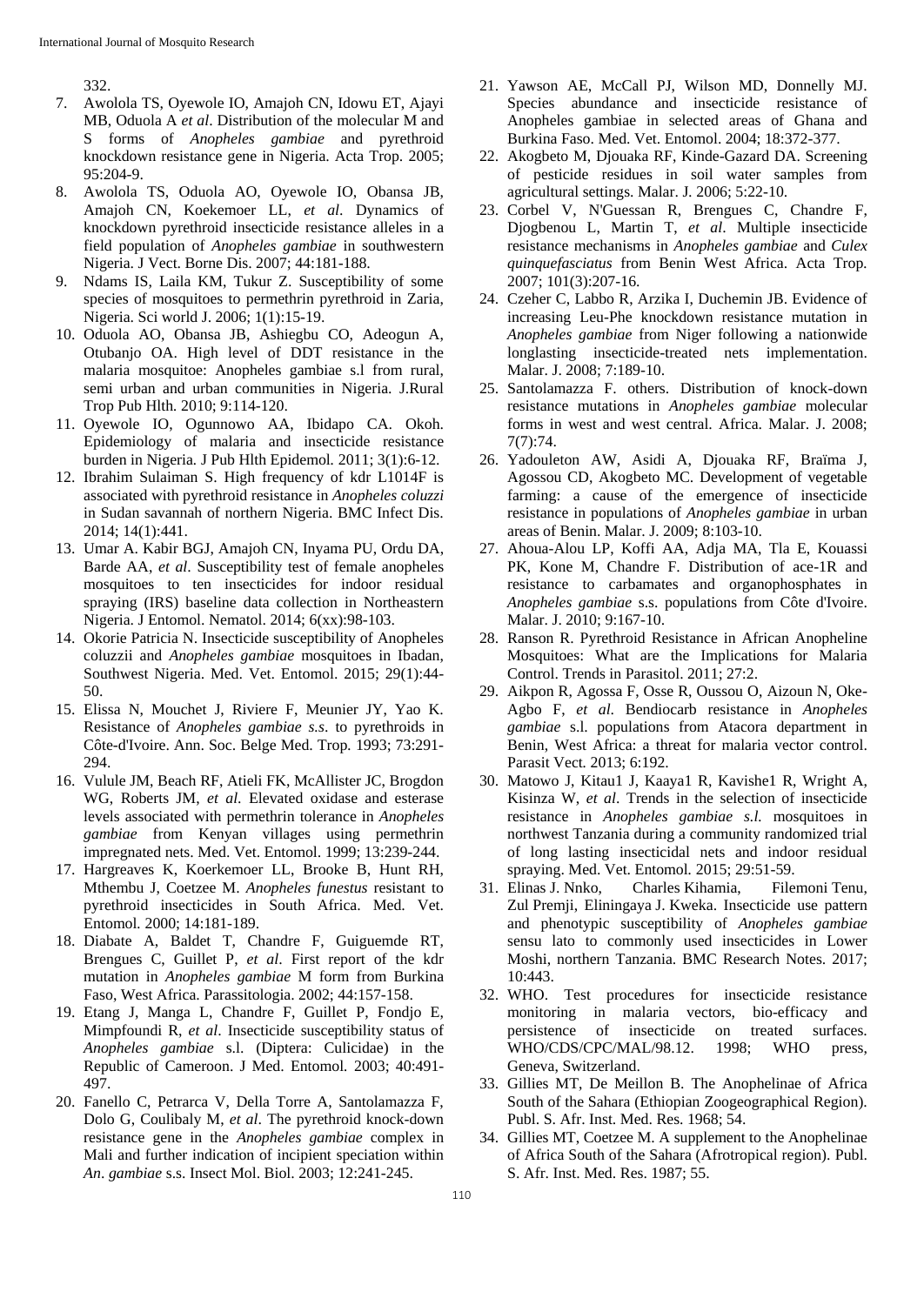332.

7. Awolola TS, Oyewole IO, Amajoh CN, Idowu ET, Ajayi MB, Oduola A *et al*. Distribution of the molecular M and S forms of *Anopheles gambiae* and pyrethroid knockdown resistance gene in Nigeria. Acta Trop. 2005; 95:204-9.
8. Awolola TS, Oduola AO, Oyewole IO, Obansa JB, Amajoh CN, Koekemoer LL, *et al*. Dynamics of knockdown pyrethroid insecticide resistance alleles in a field population of *Anopheles gambiae* in southwestern Nigeria. J Vect. Borne Dis. 2007; 44:181-188.
9. Ndams IS, Laila KM, Tukur Z. Susceptibility of some species of mosquitoes to permethrin pyrethroid in Zaria, Nigeria. Sci world J. 2006; 1(1):15-19.
10. Oduola AO, Obansa JB, Ashiegbu CO, Adeogun A, Otubanjo OA. High level of DDT resistance in the malaria mosquitoe: Anopheles gambiae s.l from rural, semi urban and urban communities in Nigeria. J.Rural Trop Pub Hlth. 2010; 9:114-120.
11. Oyewole IO, Ogunnowo AA, Ibidapo CA. Okoh. Epidemiology of malaria and insecticide resistance burden in Nigeria. J Pub Hlth Epidemol. 2011; 3(1):6-12.
12. Ibrahim Sulaiman S. High frequency of kdr L1014F is associated with pyrethroid resistance in *Anopheles coluzzi* in Sudan savannah of northern Nigeria. BMC Infect Dis. 2014; 14(1):441.
13. Umar A. Kabir BGJ, Amajoh CN, Inyama PU, Ordu DA, Barde AA, *et al*. Susceptibility test of female anopheles mosquitoes to ten insecticides for indoor residual spraying (IRS) baseline data collection in Northeastern Nigeria. J Entomol. Nematol. 2014; 6(xx):98-103.
14. Okorie Patricia N. Insecticide susceptibility of Anopheles coluzzii and *Anopheles gambiae* mosquitoes in Ibadan, Southwest Nigeria. Med. Vet. Entomol. 2015; 29(1):44-50.
15. Elissa N, Mouchet J, Riviere F, Meunier JY, Yao K. Resistance of *Anopheles gambiae s.s*. to pyrethroids in Côte-d'Ivoire. Ann. Soc. Belge Med. Trop. 1993; 73:291-294.
16. Vulule JM, Beach RF, Atieli FK, McAllister JC, Brogdon WG, Roberts JM, *et al*. Elevated oxidase and esterase levels associated with permethrin tolerance in *Anopheles gambiae* from Kenyan villages using permethrin impregnated nets. Med. Vet. Entomol. 1999; 13:239-244.
17. Hargreaves K, Koerkemoer LL, Brooke B, Hunt RH, Mthembu J, Coetzee M. *Anopheles funestus* resistant to pyrethroid insecticides in South Africa. Med. Vet. Entomol. 2000; 14:181-189.
18. Diabate A, Baldet T, Chandre F, Guiguemde RT, Brengues C, Guillet P, *et al*. First report of the kdr mutation in *Anopheles gambiae* M form from Burkina Faso, West Africa. Parassitologia. 2002; 44:157-158.
19. Etang J, Manga L, Chandre F, Guillet P, Fondjo E, Mimpfoundi R, *et al*. Insecticide susceptibility status of *Anopheles gambiae* s.l. (Diptera: Culicidae) in the Republic of Cameroon. J Med. Entomol. 2003; 40:491-497.
20. Fanello C, Petrarca V, Della Torre A, Santolamazza F, Dolo G, Coulibaly M, *et al*. The pyrethroid knock-down resistance gene in the *Anopheles gambiae* complex in Mali and further indication of incipient speciation within *An. gambiae* s.s. Insect Mol. Biol. 2003; 12:241-245.
21. Yawson AE, McCall PJ, Wilson MD, Donnelly MJ. Species abundance and insecticide resistance of Anopheles gambiae in selected areas of Ghana and Burkina Faso. Med. Vet. Entomol. 2004; 18:372-377.
22. Akogbeto M, Djouaka RF, Kinde-Gazard DA. Screening of pesticide residues in soil water samples from agricultural settings. Malar. J. 2006; 5:22-10.
23. Corbel V, N'Guessan R, Brengues C, Chandre F, Djogbenou L, Martin T, *et al*. Multiple insecticide resistance mechanisms in *Anopheles gambiae* and *Culex quinquefasciatus* from Benin West Africa. Acta Trop. 2007; 101(3):207-16.
24. Czeher C, Labbo R, Arzika I, Duchemin JB. Evidence of increasing Leu-Phe knockdown resistance mutation in *Anopheles gambiae* from Niger following a nationwide longlasting insecticide-treated nets implementation. Malar. J. 2008; 7:189-10.
25. Santolamazza F. others. Distribution of knock-down resistance mutations in *Anopheles gambiae* molecular forms in west and west central. Africa. Malar. J. 2008; 7(7):74.
26. Yadouleton AW, Asidi A, Djouaka RF, Braïma J, Agossou CD, Akogbeto MC. Development of vegetable farming: a cause of the emergence of insecticide resistance in populations of *Anopheles gambiae* in urban areas of Benin. Malar. J. 2009; 8:103-10.
27. Ahoua-Alou LP, Koffi AA, Adja MA, Tla E, Kouassi PK, Kone M, Chandre F. Distribution of ace-1R and resistance to carbamates and organophosphates in *Anopheles gambiae* s.s. populations from Côte d'Ivoire. Malar. J. 2010; 9:167-10.
28. Ranson R. Pyrethroid Resistance in African Anopheline Mosquitoes: What are the Implications for Malaria Control. Trends in Parasitol. 2011; 27:2.
29. Aikpon R, Agossa F, Osse R, Oussou O, Aizoun N, Oke-Agbo F, *et al*. Bendiocarb resistance in *Anopheles gambiae* s.l. populations from Atacora department in Benin, West Africa: a threat for malaria vector control. Parasit Vect. 2013; 6:192.
30. Matowo J, Kitau1 J, Kaaya1 R, Kavishe1 R, Wright A, Kisinza W, *et al*. Trends in the selection of insecticide resistance in *Anopheles gambiae s.l.* mosquitoes in northwest Tanzania during a community randomized trial of long lasting insecticidal nets and indoor residual spraying. Med. Vet. Entomol. 2015; 29:51-59.
31. Elinas J. Nnko, Charles Kihamia, Filemoni Tenu, Zul Premji, Eliningaya J. Kweka. Insecticide use pattern and phenotypic susceptibility of *Anopheles gambiae* sensu lato to commonly used insecticides in Lower Moshi, northern Tanzania. BMC Research Notes. 2017; 10:443.
32. WHO. Test procedures for insecticide resistance monitoring in malaria vectors, bio-efficacy and persistence of insecticide on treated surfaces. WHO/CDS/CPC/MAL/98.12. 1998; WHO press, Geneva, Switzerland.
33. Gillies MT, De Meillon B. The Anophelinae of Africa South of the Sahara (Ethiopian Zoogeographical Region). Publ. S. Afr. Inst. Med. Res. 1968; 54.
34. Gillies MT, Coetzee M. A supplement to the Anophelinae of Africa South of the Sahara (Afrotropical region). Publ. S. Afr. Inst. Med. Res. 1987; 55.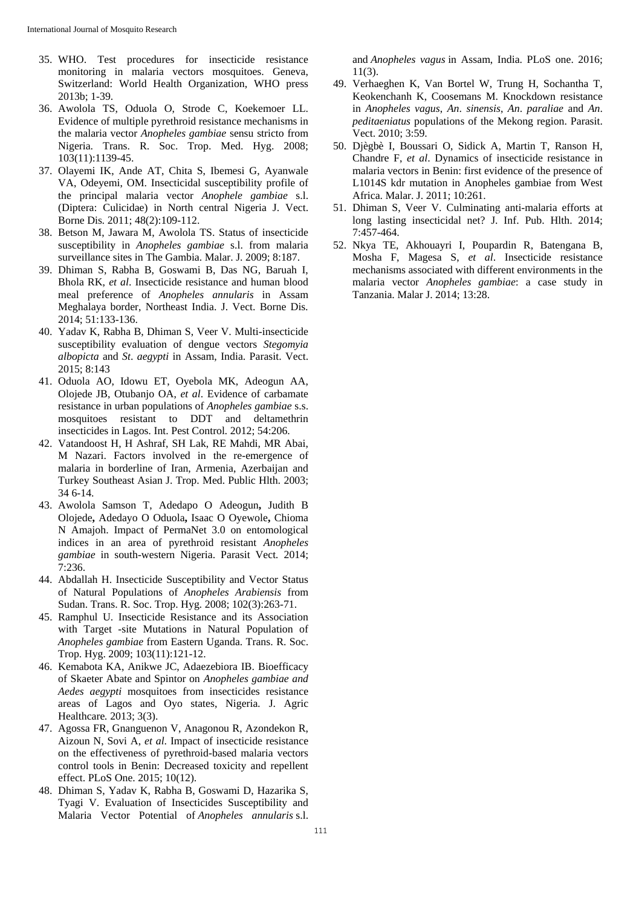35. WHO. Test procedures for insecticide resistance monitoring in malaria vectors mosquitoes. Geneva, Switzerland: World Health Organization, WHO press 2013b; 1-39.
36. Awolola TS, Oduola O, Strode C, Koekemoer LL. Evidence of multiple pyrethroid resistance mechanisms in the malaria vector *Anopheles gambiae* sensu stricto from Nigeria. Trans. R. Soc. Trop. Med. Hyg. 2008; 103(11):1139-45.
37. Olayemi IK, Ande AT, Chita S, Ibemesi G, Ayanwale VA, Odeyemi, OM. Insecticidal susceptibility profile of the principal malaria vector *Anophele gambiae* s.l. (Diptera: Culicidae) in North central Nigeria J. Vect. Borne Dis. 2011; 48(2):109-112.
38. Betson M, Jawara M, Awolola TS. Status of insecticide susceptibility in *Anopheles gambiae* s.l. from malaria surveillance sites in The Gambia. Malar. J. 2009; 8:187.
39. Dhiman S, Rabha B, Goswami B, Das NG, Baruah I, Bhola RK, *et al*. Insecticide resistance and human blood meal preference of *Anopheles annularis* in Assam Meghalaya border, Northeast India. J. Vect. Borne Dis. 2014; 51:133-136.
40. Yadav K, Rabha B, Dhiman S, Veer V. Multi-insecticide susceptibility evaluation of dengue vectors *Stegomyia albopicta* and *St*. *aegypti* in Assam, India. Parasit. Vect. 2015; 8:143
41. Oduola AO, Idowu ET, Oyebola MK, Adeogun AA, Olojede JB, Otubanjo OA, *et al*. Evidence of carbamate resistance in urban populations of *Anopheles gambiae* s.s. mosquitoes resistant to DDT and deltamethrin insecticides in Lagos. Int. Pest Control. 2012; 54:206.
42. Vatandoost H, H Ashraf, SH Lak, RE Mahdi, MR Abai, M Nazari. Factors involved in the re-emergence of malaria in borderline of Iran, Armenia, Azerbaijan and Turkey Southeast Asian J. Trop. Med. Public Hlth. 2003; 34 6-14.
43. Awolola Samson T, Adedapo O Adeogun**,** Judith B Olojede**,** Adedayo O Oduola**,** Isaac O Oyewole**,** Chioma N Amajoh. Impact of PermaNet 3.0 on entomological indices in an area of pyrethroid resistant *Anopheles gambiae* in south-western Nigeria. Parasit Vect. 2014; 7:236.
44. Abdallah H. Insecticide Susceptibility and Vector Status of Natural Populations of *Anopheles Arabiensis* from Sudan. Trans. R. Soc. Trop. Hyg. 2008; 102(3):263-71.
45. Ramphul U. Insecticide Resistance and its Association with Target -site Mutations in Natural Population of *Anopheles gambiae* from Eastern Uganda. Trans. R. Soc. Trop. Hyg. 2009; 103(11):121-12.
46. Kemabota KA, Anikwe JC, Adaezebiora IB. Bioefficacy of Skaeter Abate and Spintor on *Anopheles gambiae and Aedes aegypti* mosquitoes from insecticides resistance areas of Lagos and Oyo states, Nigeria. J. Agric Healthcare. 2013; 3(3).
47. Agossa FR, Gnanguenon V, Anagonou R, Azondekon R, Aizoun N, Sovi A, *et al*. Impact of insecticide resistance on the effectiveness of pyrethroid-based malaria vectors control tools in Benin: Decreased toxicity and repellent effect. PLoS One. 2015; 10(12).
48. Dhiman S, Yadav K, Rabha B, Goswami D, Hazarika S, Tyagi V. Evaluation of Insecticides Susceptibility and Malaria Vector Potential of *Anopheles annularis* s.l. and *Anopheles vagus* in Assam, India. PLoS one. 2016; 11(3).
49. Verhaeghen K, Van Bortel W, Trung H, Sochantha T, Keokenchanh K, Coosemans M. Knockdown resistance in *Anopheles vagus*, *An*. *sinensis*, *An*. *paraliae* and *An*. *peditaeniatus* populations of the Mekong region. Parasit. Vect. 2010; 3:59.
50. Djègbè I, Boussari O, Sidick A, Martin T, Ranson H, Chandre F, *et al*. Dynamics of insecticide resistance in malaria vectors in Benin: first evidence of the presence of L1014S kdr mutation in Anopheles gambiae from West Africa. Malar. J. 2011; 10:261.
51. Dhiman S, Veer V. Culminating anti-malaria efforts at long lasting insecticidal net? J. Inf. Pub. Hlth. 2014; 7:457-464.
52. Nkya TE, Akhouayri I, Poupardin R, Batengana B, Mosha F, Magesa S, *et al*. Insecticide resistance mechanisms associated with different environments in the malaria vector *Anopheles gambiae*: a case study in Tanzania. Malar J. 2014; 13:28.